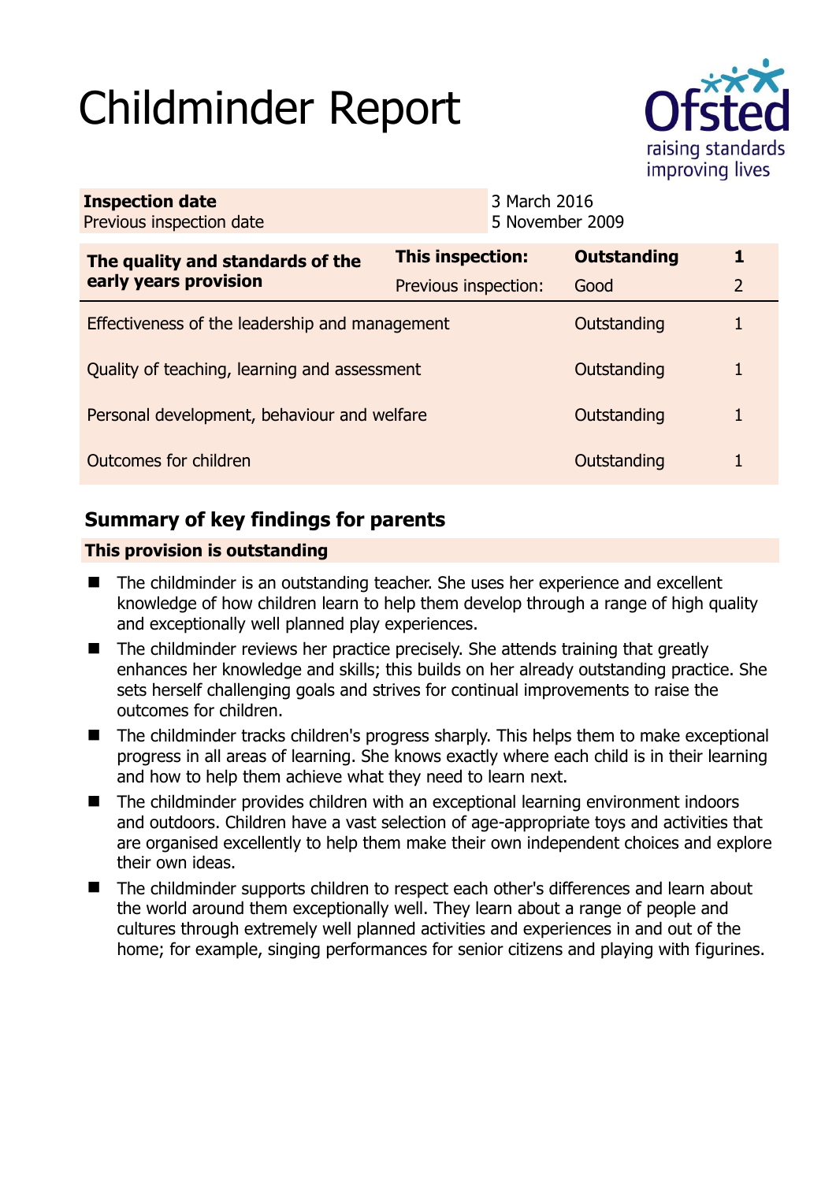# Childminder Report

Ofsted
raising standards
improving lives

| **Inspection date** | 3 March 2016 |
|---|---|
| Previous inspection date | 5 November 2009 |

| **The quality and standards of the early years provision** | **This inspection:** | **Outstanding** | **1** |
|---|---|---|---|
| | Previous inspection: | Good | 2 |
| Effectiveness of the leadership and management | | Outstanding | 1 |
| Quality of teaching, learning and assessment | | Outstanding | 1 |
| Personal development, behaviour and welfare | | Outstanding | 1 |
| Outcomes for children | | Outstanding | 1 |

## Summary of key findings for parents

**This provision is outstanding**

- The childminder is an outstanding teacher. She uses her experience and excellent knowledge of how children learn to help them develop through a range of high quality and exceptionally well planned play experiences.
- The childminder reviews her practice precisely. She attends training that greatly enhances her knowledge and skills; this builds on her already outstanding practice. She sets herself challenging goals and strives for continual improvements to raise the outcomes for children.
- The childminder tracks children's progress sharply. This helps them to make exceptional progress in all areas of learning. She knows exactly where each child is in their learning and how to help them achieve what they need to learn next.
- The childminder provides children with an exceptional learning environment indoors and outdoors. Children have a vast selection of age-appropriate toys and activities that are organised excellently to help them make their own independent choices and explore their own ideas.
- The childminder supports children to respect each other's differences and learn about the world around them exceptionally well. They learn about a range of people and cultures through extremely well planned activities and experiences in and out of the home; for example, singing performances for senior citizens and playing with figurines.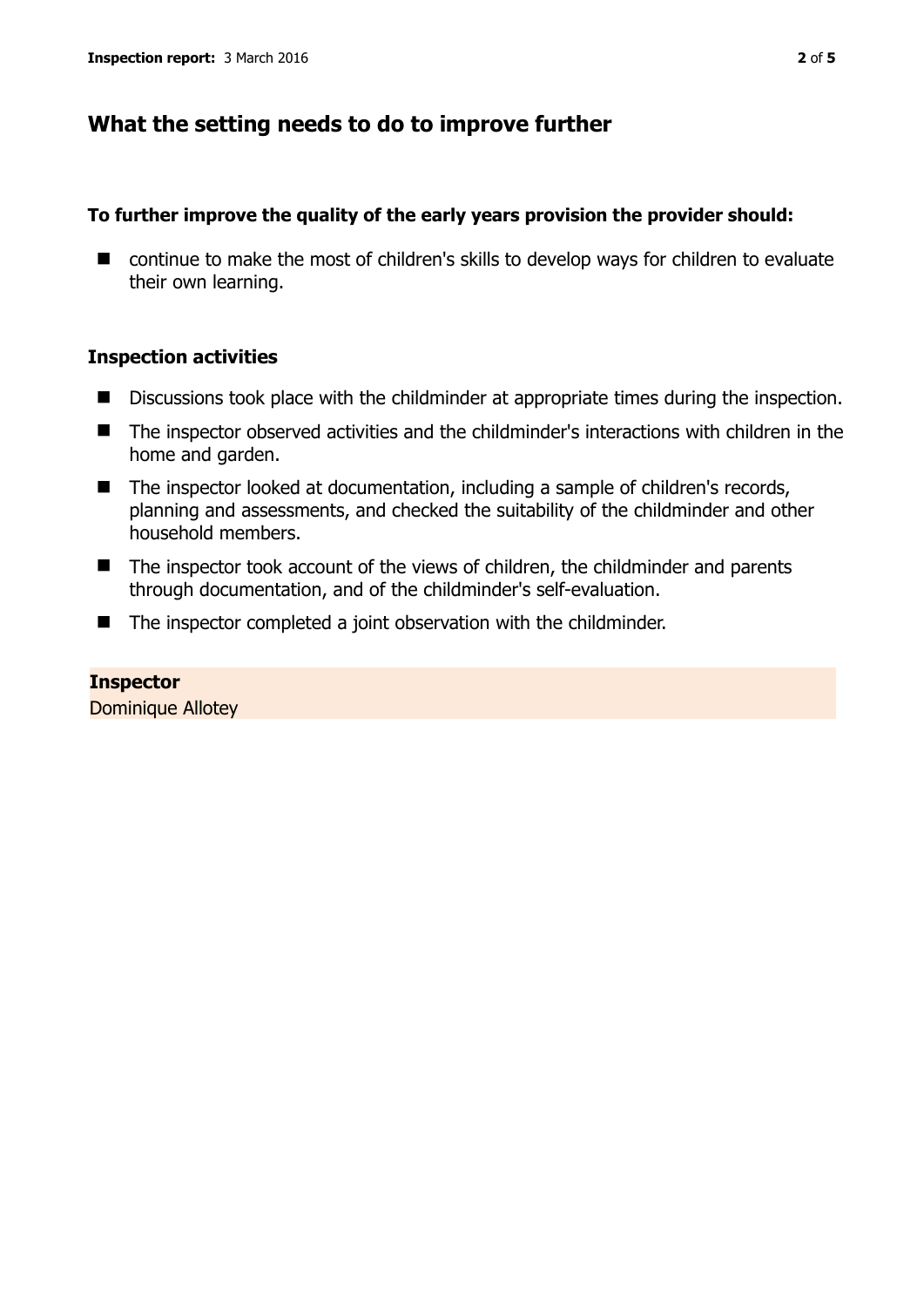## What the setting needs to do to improve further

**To further improve the quality of the early years provision the provider should:**

- continue to make the most of children's skills to develop ways for children to evaluate their own learning.

### Inspection activities

- Discussions took place with the childminder at appropriate times during the inspection.
- The inspector observed activities and the childminder's interactions with children in the home and garden.
- The inspector looked at documentation, including a sample of children's records, planning and assessments, and checked the suitability of the childminder and other household members.
- The inspector took account of the views of children, the childminder and parents through documentation, and of the childminder's self-evaluation.
- The inspector completed a joint observation with the childminder.

**Inspector**
Dominique Allotey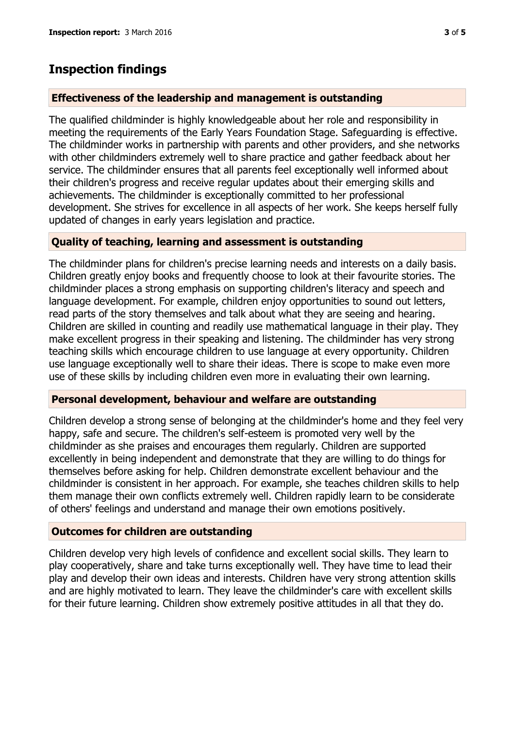## Inspection findings

### Effectiveness of the leadership and management is outstanding

The qualified childminder is highly knowledgeable about her role and responsibility in meeting the requirements of the Early Years Foundation Stage. Safeguarding is effective. The childminder works in partnership with parents and other providers, and she networks with other childminders extremely well to share practice and gather feedback about her service. The childminder ensures that all parents feel exceptionally well informed about their children's progress and receive regular updates about their emerging skills and achievements. The childminder is exceptionally committed to her professional development. She strives for excellence in all aspects of her work. She keeps herself fully updated of changes in early years legislation and practice.

### Quality of teaching, learning and assessment is outstanding

The childminder plans for children's precise learning needs and interests on a daily basis. Children greatly enjoy books and frequently choose to look at their favourite stories. The childminder places a strong emphasis on supporting children's literacy and speech and language development. For example, children enjoy opportunities to sound out letters, read parts of the story themselves and talk about what they are seeing and hearing. Children are skilled in counting and readily use mathematical language in their play. They make excellent progress in their speaking and listening. The childminder has very strong teaching skills which encourage children to use language at every opportunity. Children use language exceptionally well to share their ideas. There is scope to make even more use of these skills by including children even more in evaluating their own learning.

### Personal development, behaviour and welfare are outstanding

Children develop a strong sense of belonging at the childminder's home and they feel very happy, safe and secure. The children's self-esteem is promoted very well by the childminder as she praises and encourages them regularly. Children are supported excellently in being independent and demonstrate that they are willing to do things for themselves before asking for help. Children demonstrate excellent behaviour and the childminder is consistent in her approach. For example, she teaches children skills to help them manage their own conflicts extremely well. Children rapidly learn to be considerate of others' feelings and understand and manage their own emotions positively.

### Outcomes for children are outstanding

Children develop very high levels of confidence and excellent social skills. They learn to play cooperatively, share and take turns exceptionally well. They have time to lead their play and develop their own ideas and interests. Children have very strong attention skills and are highly motivated to learn. They leave the childminder's care with excellent skills for their future learning. Children show extremely positive attitudes in all that they do.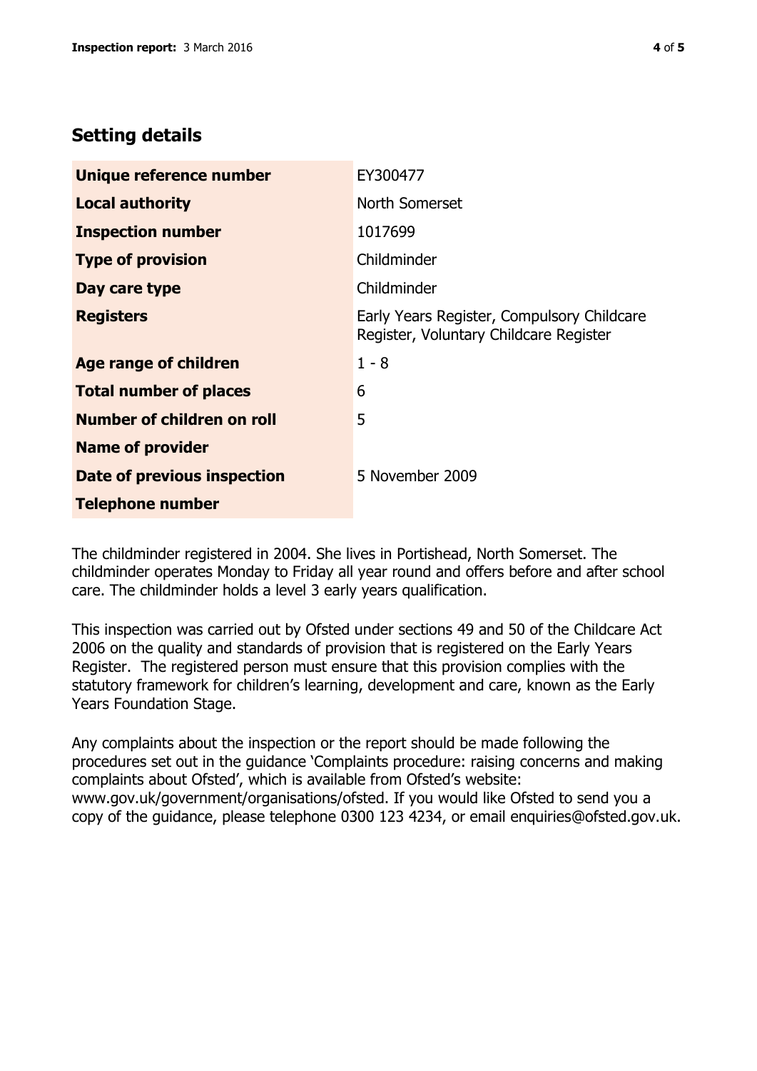## Setting details

| | |
|---|---|
| **Unique reference number** | EY300477 |
| **Local authority** | North Somerset |
| **Inspection number** | 1017699 |
| **Type of provision** | Childminder |
| **Day care type** | Childminder |
| **Registers** | Early Years Register, Compulsory Childcare Register, Voluntary Childcare Register |
| **Age range of children** | 1 - 8 |
| **Total number of places** | 6 |
| **Number of children on roll** | 5 |
| **Name of provider** | |
| **Date of previous inspection** | 5 November 2009 |
| **Telephone number** | |

The childminder registered in 2004. She lives in Portishead, North Somerset. The childminder operates Monday to Friday all year round and offers before and after school care. The childminder holds a level 3 early years qualification.

This inspection was carried out by Ofsted under sections 49 and 50 of the Childcare Act 2006 on the quality and standards of provision that is registered on the Early Years Register. The registered person must ensure that this provision complies with the statutory framework for children's learning, development and care, known as the Early Years Foundation Stage.

Any complaints about the inspection or the report should be made following the procedures set out in the guidance 'Complaints procedure: raising concerns and making complaints about Ofsted', which is available from Ofsted's website: www.gov.uk/government/organisations/ofsted. If you would like Ofsted to send you a copy of the guidance, please telephone 0300 123 4234, or email enquiries@ofsted.gov.uk.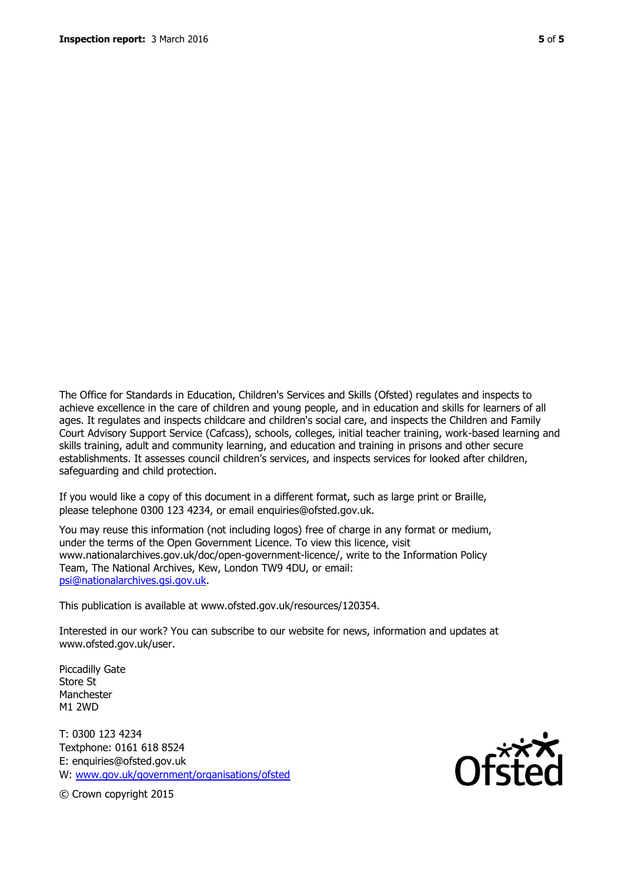The Office for Standards in Education, Children's Services and Skills (Ofsted) regulates and inspects to achieve excellence in the care of children and young people, and in education and skills for learners of all ages. It regulates and inspects childcare and children's social care, and inspects the Children and Family Court Advisory Support Service (Cafcass), schools, colleges, initial teacher training, work-based learning and skills training, adult and community learning, and education and training in prisons and other secure establishments. It assesses council children's services, and inspects services for looked after children, safeguarding and child protection.

If you would like a copy of this document in a different format, such as large print or Braille, please telephone 0300 123 4234, or email enquiries@ofsted.gov.uk.

You may reuse this information (not including logos) free of charge in any format or medium, under the terms of the Open Government Licence. To view this licence, visit www.nationalarchives.gov.uk/doc/open-government-licence/, write to the Information Policy Team, The National Archives, Kew, London TW9 4DU, or email: psi@nationalarchives.gsi.gov.uk.

This publication is available at www.ofsted.gov.uk/resources/120354.

Interested in our work? You can subscribe to our website for news, information and updates at www.ofsted.gov.uk/user.

Piccadilly Gate  
Store St  
Manchester  
M1 2WD

T: 0300 123 4234  
Textphone: 0161 618 8524  
E: enquiries@ofsted.gov.uk  
W: www.gov.uk/government/organisations/ofsted

© Crown copyright 2015